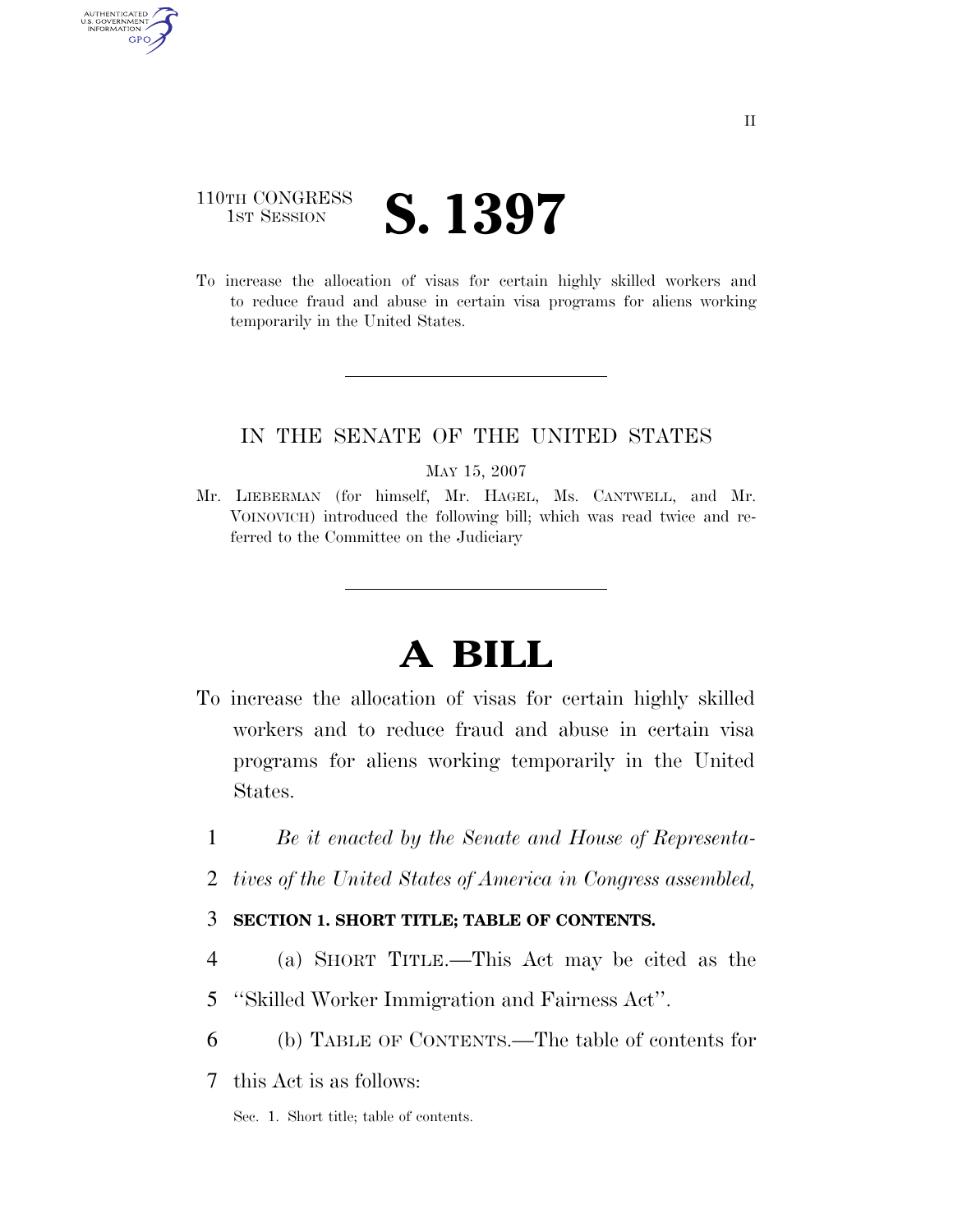110TH CONGRESS
1ST SESSION

# S. 1397

To increase the allocation of visas for certain highly skilled workers and to reduce fraud and abuse in certain visa programs for aliens working temporarily in the United States.

IN THE SENATE OF THE UNITED STATES

MAY 15, 2007

Mr. LIEBERMAN (for himself, Mr. HAGEL, Ms. CANTWELL, and Mr. VOINOVICH) introduced the following bill; which was read twice and referred to the Committee on the Judiciary

# A BILL

To increase the allocation of visas for certain highly skilled workers and to reduce fraud and abuse in certain visa programs for aliens working temporarily in the United States.

1 *Be it enacted by the Senate and House of Representa-*
2 *tives of the United States of America in Congress assembled,*

3 **SECTION 1. SHORT TITLE; TABLE OF CONTENTS.**

4 (a) SHORT TITLE.—This Act may be cited as the
5 ''Skilled Worker Immigration and Fairness Act''.

6 (b) TABLE OF CONTENTS.—The table of contents for
7 this Act is as follows:

Sec. 1. Short title; table of contents.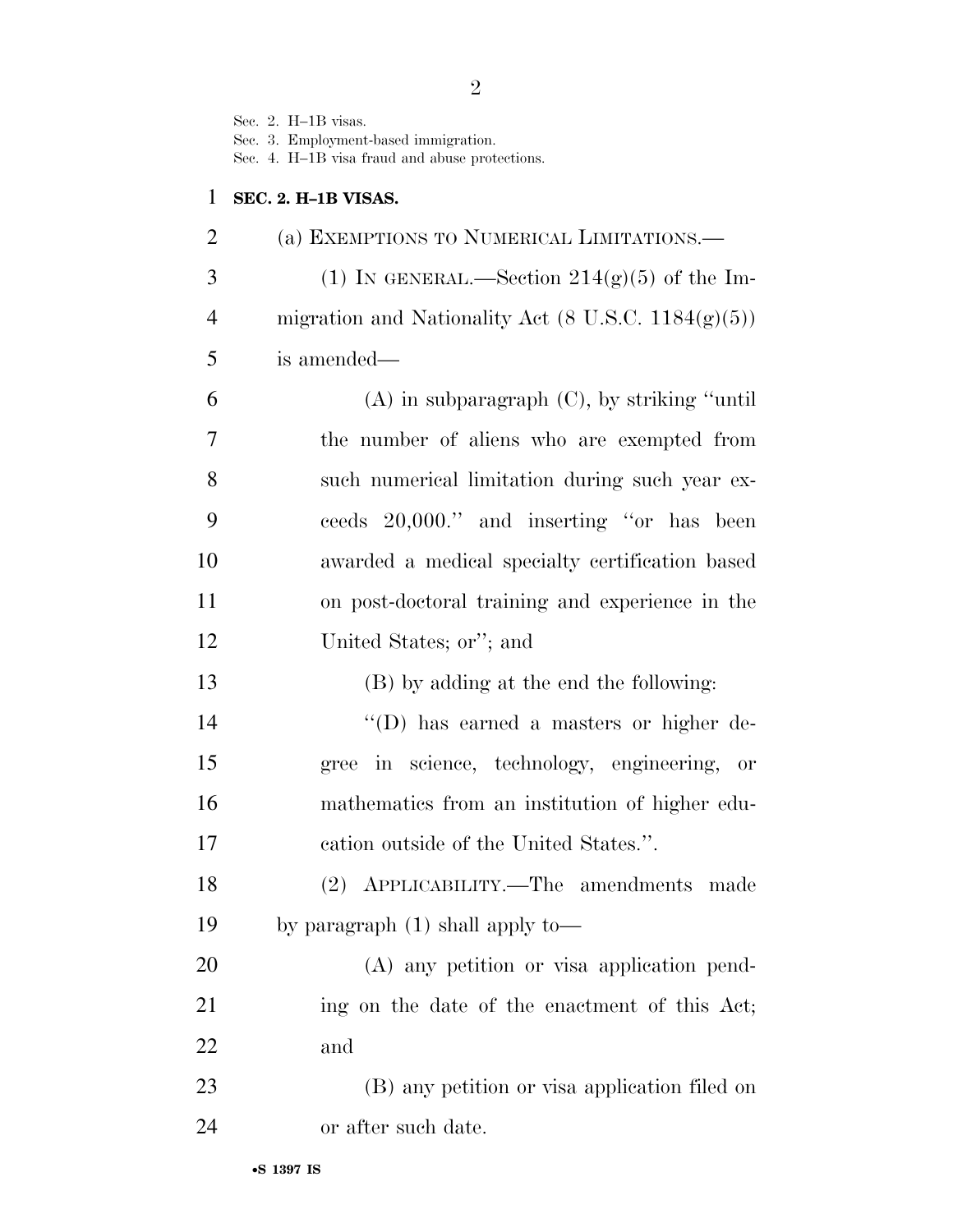Sec. 2. H–1B visas.
Sec. 3. Employment-based immigration.
Sec. 4. H–1B visa fraud and abuse protections.

**SEC. 2. H–1B VISAS.**

(a) EXEMPTIONS TO NUMERICAL LIMITATIONS.—

(1) IN GENERAL.—Section 214(g)(5) of the Immigration and Nationality Act (8 U.S.C. 1184(g)(5)) is amended—

(A) in subparagraph (C), by striking "until the number of aliens who are exempted from such numerical limitation during such year exceeds 20,000." and inserting "or has been awarded a medical specialty certification based on post-doctoral training and experience in the United States; or"; and

(B) by adding at the end the following:

"(D) has earned a masters or higher degree in science, technology, engineering, or mathematics from an institution of higher education outside of the United States.".

(2) APPLICABILITY.—The amendments made by paragraph (1) shall apply to—

(A) any petition or visa application pending on the date of the enactment of this Act; and

(B) any petition or visa application filed on or after such date.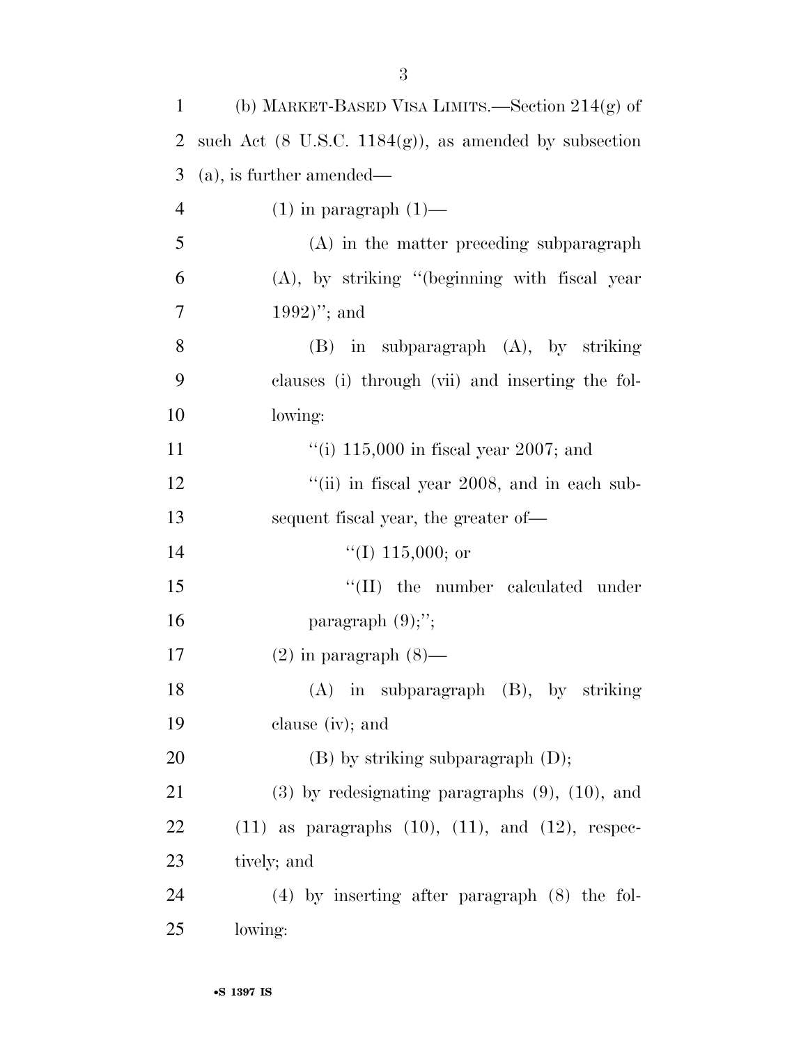(b) MARKET-BASED VISA LIMITS.—Section 214(g) of such Act (8 U.S.C. 1184(g)), as amended by subsection (a), is further amended—

(1) in paragraph (1)—

(A) in the matter preceding subparagraph (A), by striking "(beginning with fiscal year 1992)"; and

(B) in subparagraph (A), by striking clauses (i) through (vii) and inserting the following:

"(i) 115,000 in fiscal year 2007; and

"(ii) in fiscal year 2008, and in each subsequent fiscal year, the greater of—

"(I) 115,000; or

"(II) the number calculated under paragraph (9);";

(2) in paragraph (8)—

(A) in subparagraph (B), by striking clause (iv); and

(B) by striking subparagraph (D);

(3) by redesignating paragraphs (9), (10), and (11) as paragraphs (10), (11), and (12), respectively; and

(4) by inserting after paragraph (8) the following: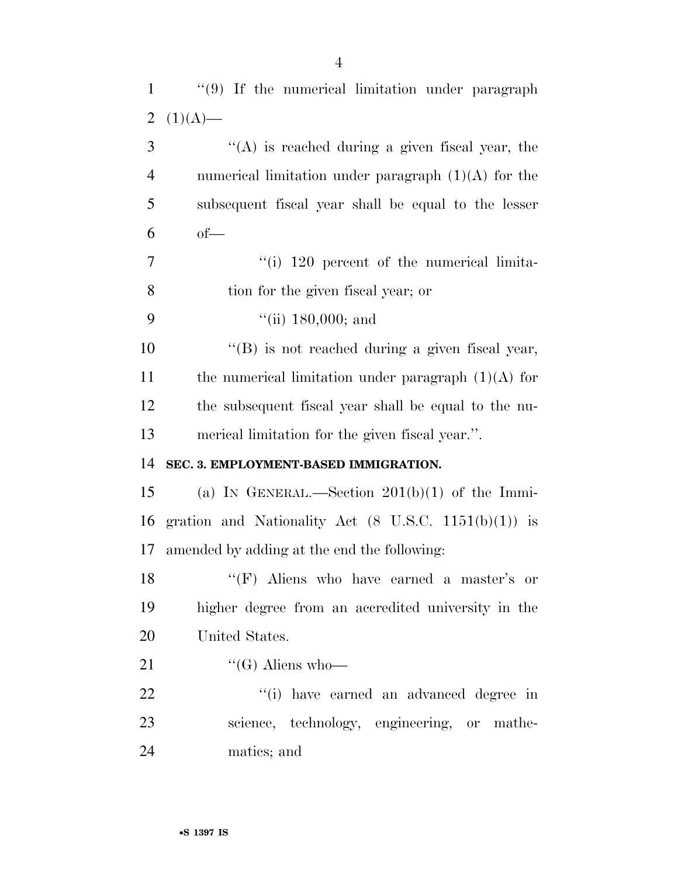''(9) If the numerical limitation under paragraph (1)(A)—

''(A) is reached during a given fiscal year, the numerical limitation under paragraph (1)(A) for the subsequent fiscal year shall be equal to the lesser of—

''(i) 120 percent of the numerical limitation for the given fiscal year; or

''(ii) 180,000; and

''(B) is not reached during a given fiscal year, the numerical limitation under paragraph (1)(A) for the subsequent fiscal year shall be equal to the numerical limitation for the given fiscal year.''.

**SEC. 3. EMPLOYMENT-BASED IMMIGRATION.**

(a) IN GENERAL.—Section 201(b)(1) of the Immigration and Nationality Act (8 U.S.C. 1151(b)(1)) is amended by adding at the end the following:

''(F) Aliens who have earned a master's or higher degree from an accredited university in the United States.

''(G) Aliens who—

''(i) have earned an advanced degree in science, technology, engineering, or mathematics; and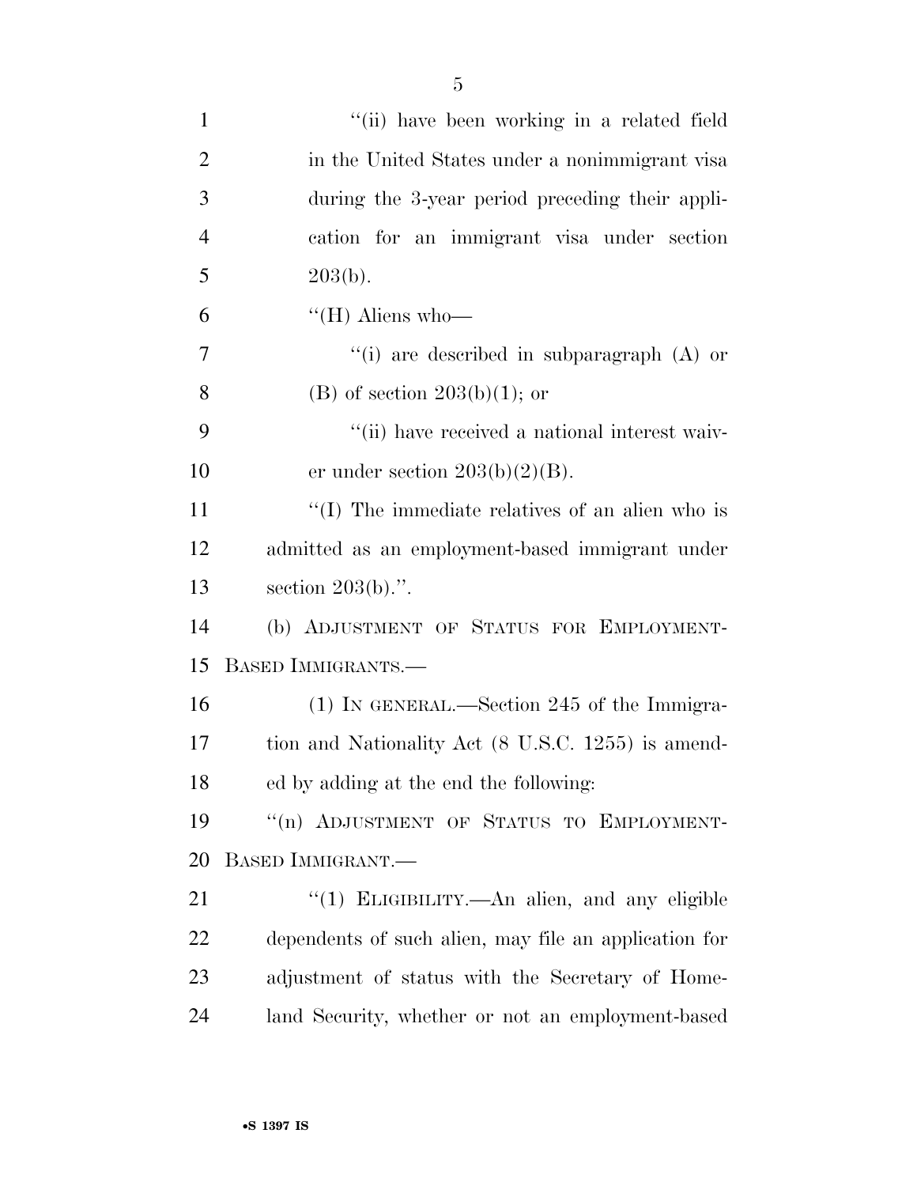"(ii) have been working in a related field in the United States under a nonimmigrant visa during the 3-year period preceding their application for an immigrant visa under section 203(b).

"(H) Aliens who—

"(i) are described in subparagraph (A) or (B) of section 203(b)(1); or

"(ii) have received a national interest waiver under section 203(b)(2)(B).

"(I) The immediate relatives of an alien who is admitted as an employment-based immigrant under section 203(b).".

(b) ADJUSTMENT OF STATUS FOR EMPLOYMENT-BASED IMMIGRANTS.—

(1) IN GENERAL.—Section 245 of the Immigration and Nationality Act (8 U.S.C. 1255) is amended by adding at the end the following:

"(n) ADJUSTMENT OF STATUS TO EMPLOYMENT-BASED IMMIGRANT.—

"(1) ELIGIBILITY.—An alien, and any eligible dependents of such alien, may file an application for adjustment of status with the Secretary of Homeland Security, whether or not an employment-based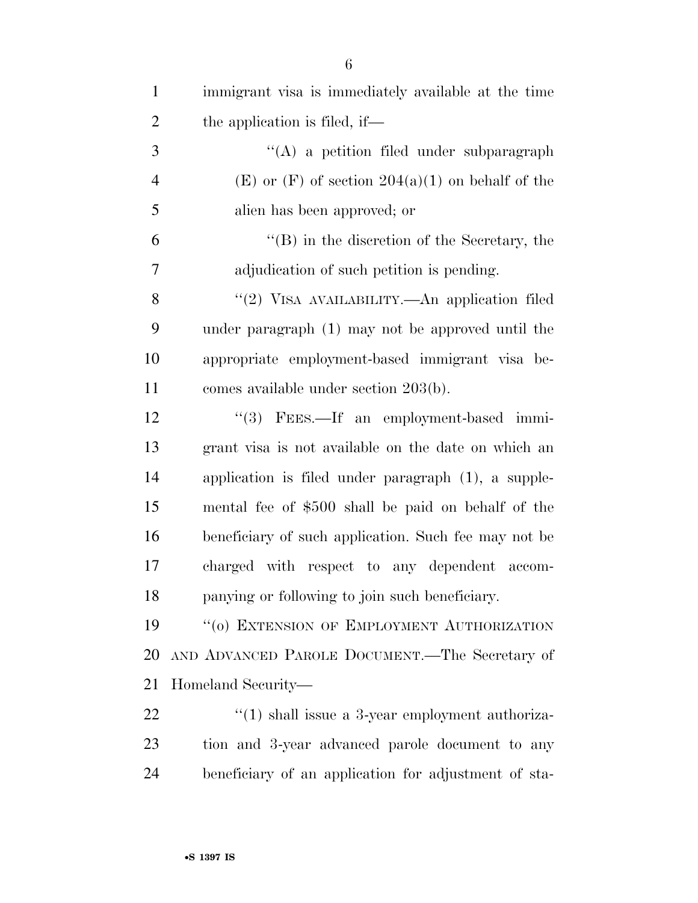immigrant visa is immediately available at the time the application is filed, if—

"(A) a petition filed under subparagraph (E) or (F) of section 204(a)(1) on behalf of the alien has been approved; or

"(B) in the discretion of the Secretary, the adjudication of such petition is pending.

"(2) VISA AVAILABILITY.—An application filed under paragraph (1) may not be approved until the appropriate employment-based immigrant visa becomes available under section 203(b).

"(3) FEES.—If an employment-based immigrant visa is not available on the date on which an application is filed under paragraph (1), a supplemental fee of $500 shall be paid on behalf of the beneficiary of such application. Such fee may not be charged with respect to any dependent accompanying or following to join such beneficiary.

"(o) EXTENSION OF EMPLOYMENT AUTHORIZATION AND ADVANCED PAROLE DOCUMENT.—The Secretary of Homeland Security—

"(1) shall issue a 3-year employment authorization and 3-year advanced parole document to any beneficiary of an application for adjustment of sta-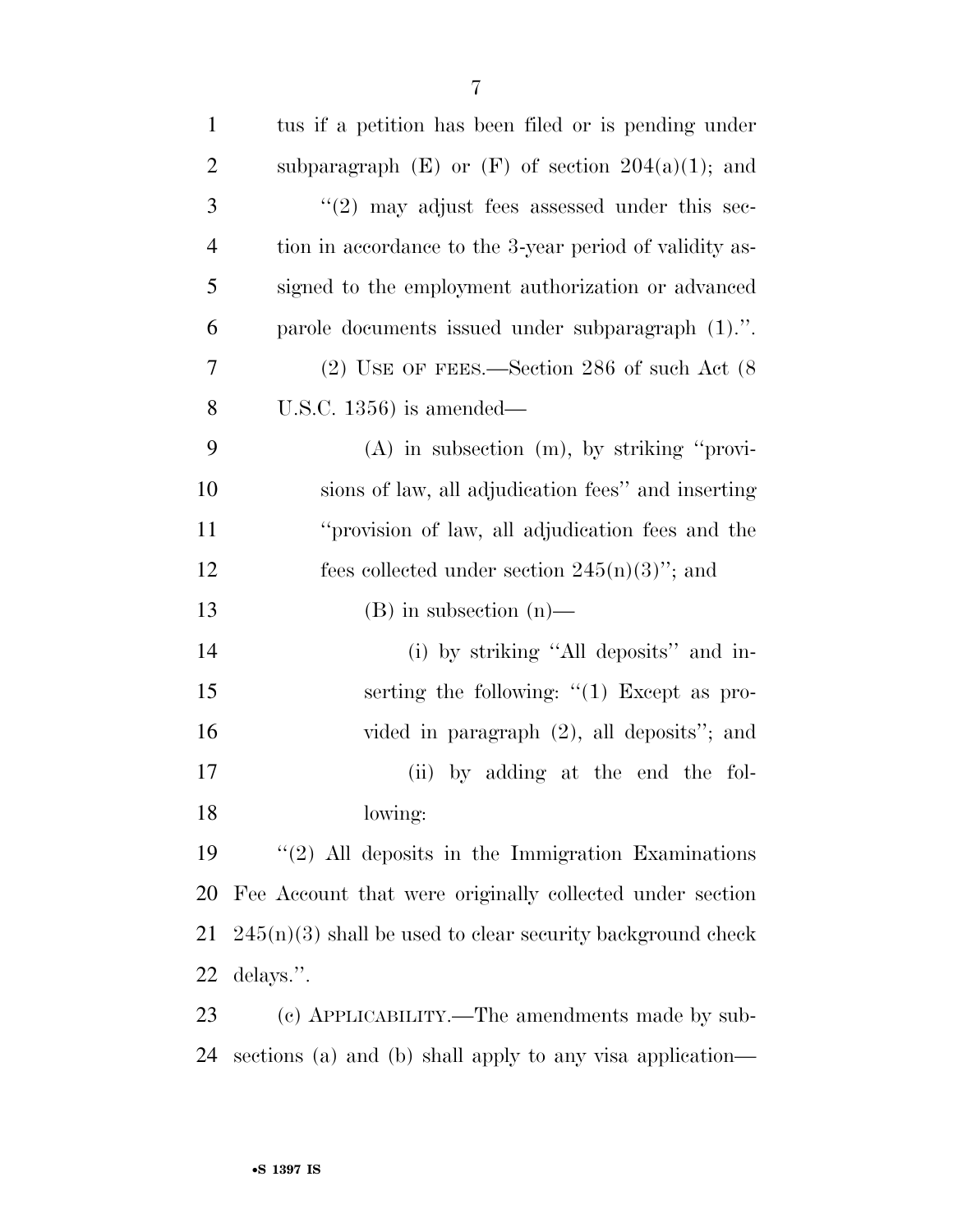tus if a petition has been filed or is pending under subparagraph (E) or (F) of section 204(a)(1); and

"(2) may adjust fees assessed under this section in accordance to the 3-year period of validity assigned to the employment authorization or advanced parole documents issued under subparagraph (1).".

(2) USE OF FEES.—Section 286 of such Act (8 U.S.C. 1356) is amended—

(A) in subsection (m), by striking "provisions of law, all adjudication fees" and inserting "provision of law, all adjudication fees and the fees collected under section 245(n)(3)"; and

(B) in subsection (n)—

(i) by striking "All deposits" and inserting the following: "(1) Except as provided in paragraph (2), all deposits"; and

(ii) by adding at the end the following:

"(2) All deposits in the Immigration Examinations Fee Account that were originally collected under section 245(n)(3) shall be used to clear security background check delays.".

(c) APPLICABILITY.—The amendments made by subsections (a) and (b) shall apply to any visa application—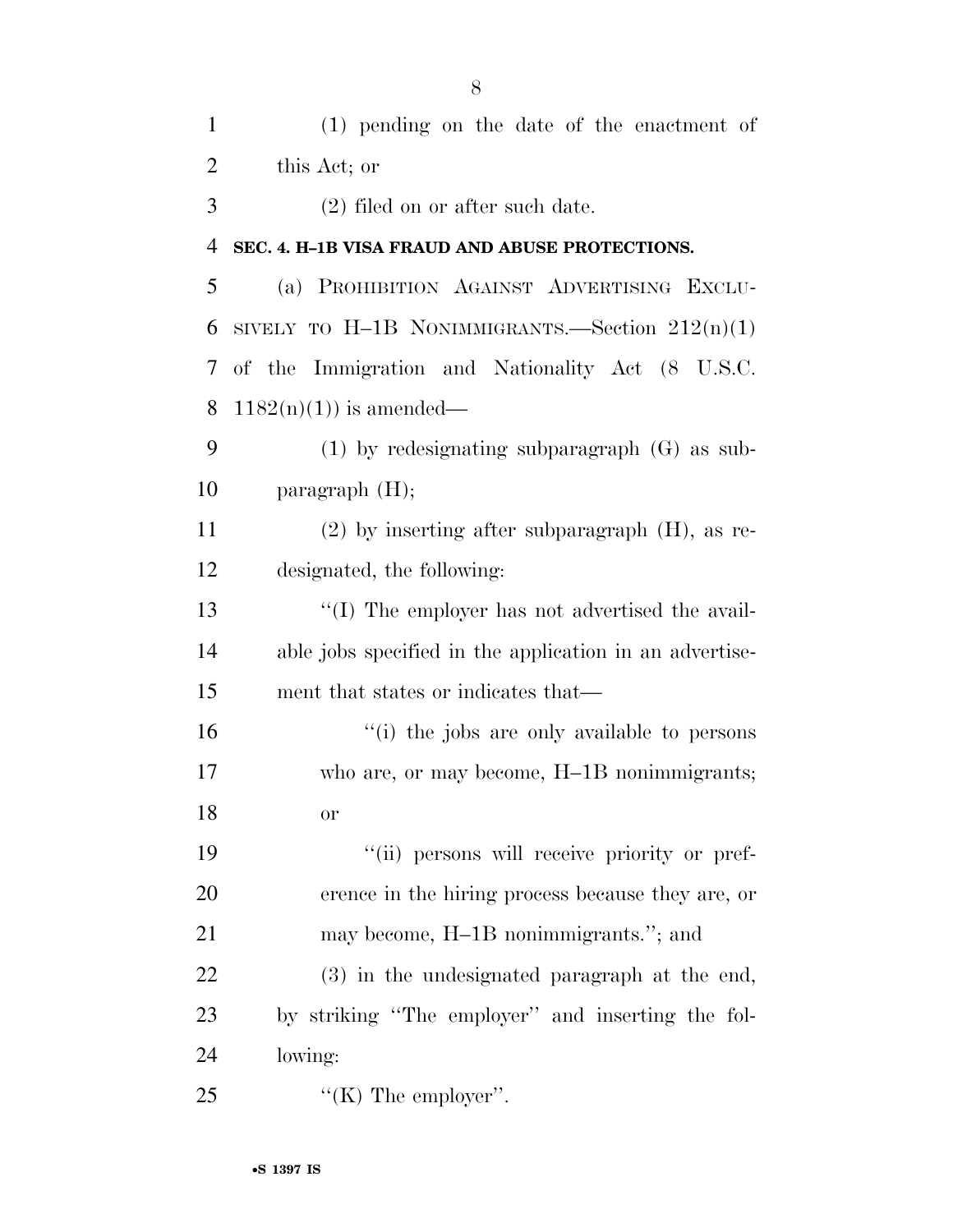(1) pending on the date of the enactment of this Act; or

(2) filed on or after such date.

**SEC. 4. H–1B VISA FRAUD AND ABUSE PROTECTIONS.**

(a) PROHIBITION AGAINST ADVERTISING EXCLUSIVELY TO H–1B NONIMMIGRANTS.—Section 212(n)(1) of the Immigration and Nationality Act (8 U.S.C. 1182(n)(1)) is amended—

(1) by redesignating subparagraph (G) as subparagraph (H);

(2) by inserting after subparagraph (H), as redesignated, the following:

"(I) The employer has not advertised the available jobs specified in the application in an advertisement that states or indicates that—

"(i) the jobs are only available to persons who are, or may become, H–1B nonimmigrants; or

"(ii) persons will receive priority or preference in the hiring process because they are, or may become, H–1B nonimmigrants."; and

(3) in the undesignated paragraph at the end, by striking "The employer" and inserting the following:

"(K) The employer".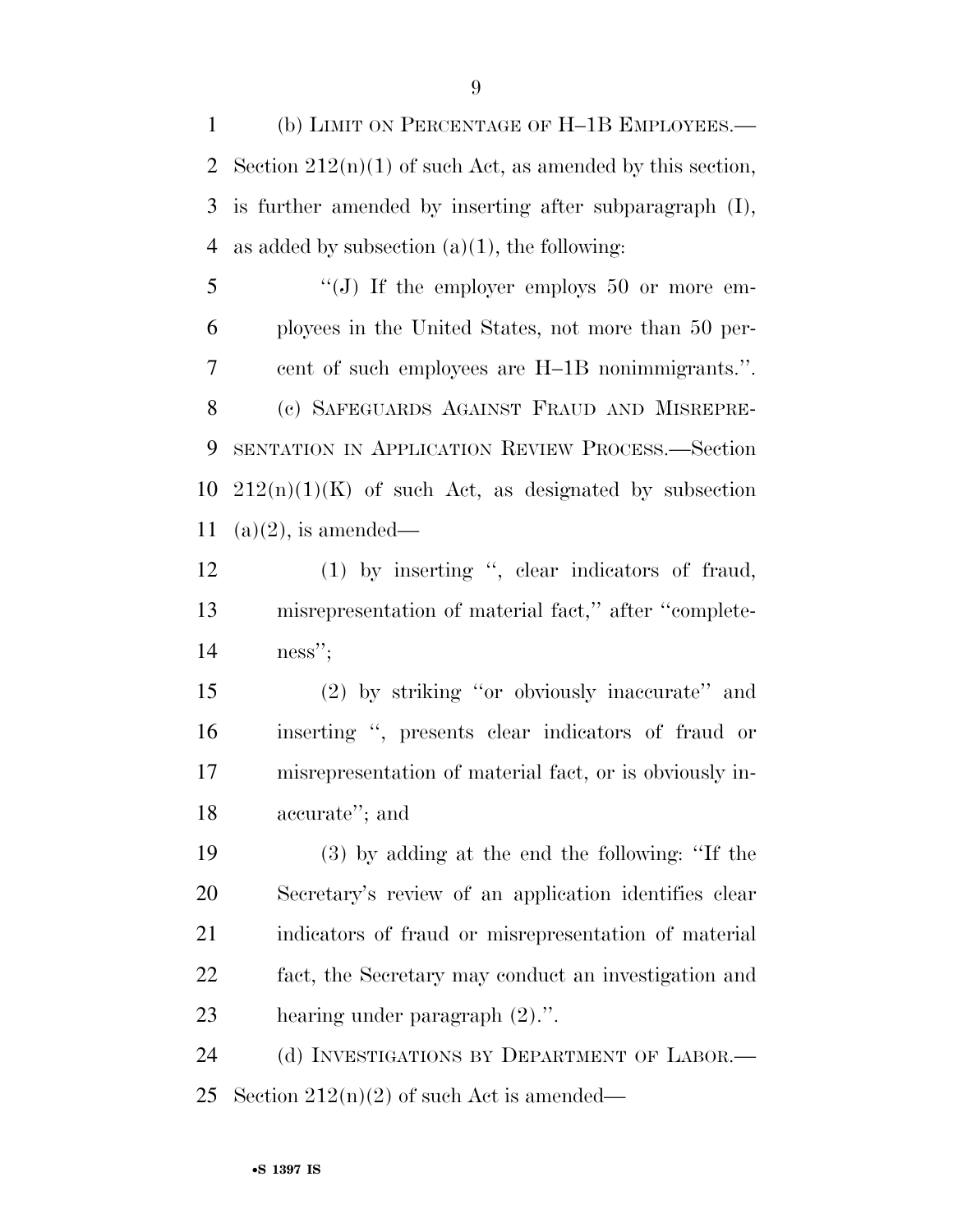(b) LIMIT ON PERCENTAGE OF H–1B EMPLOYEES.—Section 212(n)(1) of such Act, as amended by this section, is further amended by inserting after subparagraph (I), as added by subsection (a)(1), the following:

> ''(J) If the employer employs 50 or more employees in the United States, not more than 50 percent of such employees are H–1B nonimmigrants.''.

(c) SAFEGUARDS AGAINST FRAUD AND MISREPRESENTATION IN APPLICATION REVIEW PROCESS.—Section 212(n)(1)(K) of such Act, as designated by subsection (a)(2), is amended—

(1) by inserting '', clear indicators of fraud, misrepresentation of material fact,'' after ''completeness'';

(2) by striking ''or obviously inaccurate'' and inserting '', presents clear indicators of fraud or misrepresentation of material fact, or is obviously inaccurate''; and

(3) by adding at the end the following: ''If the Secretary's review of an application identifies clear indicators of fraud or misrepresentation of material fact, the Secretary may conduct an investigation and hearing under paragraph (2).''.

(d) INVESTIGATIONS BY DEPARTMENT OF LABOR.—Section 212(n)(2) of such Act is amended—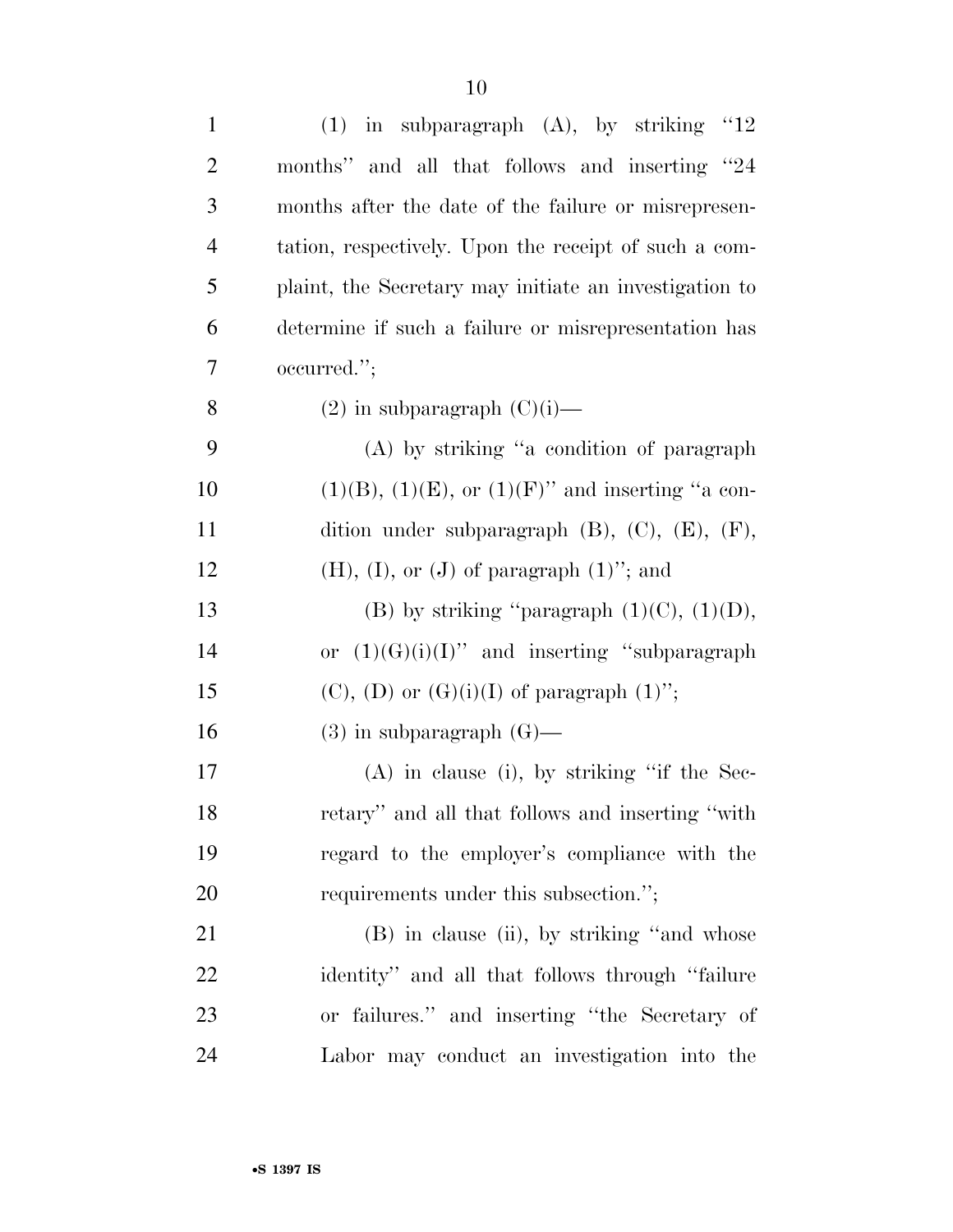(1) in subparagraph (A), by striking "12 months" and all that follows and inserting "24 months after the date of the failure or misrepresentation, respectively. Upon the receipt of such a complaint, the Secretary may initiate an investigation to determine if such a failure or misrepresentation has occurred.";

(2) in subparagraph (C)(i)—

(A) by striking "a condition of paragraph (1)(B), (1)(E), or (1)(F)" and inserting "a condition under subparagraph (B), (C), (E), (F), (H), (I), or (J) of paragraph (1)"; and

(B) by striking "paragraph (1)(C), (1)(D), or (1)(G)(i)(I)" and inserting "subparagraph (C), (D) or (G)(i)(I) of paragraph (1)";

(3) in subparagraph (G)—

(A) in clause (i), by striking "if the Secretary" and all that follows and inserting "with regard to the employer's compliance with the requirements under this subsection.";

(B) in clause (ii), by striking "and whose identity" and all that follows through "failure or failures." and inserting "the Secretary of Labor may conduct an investigation into the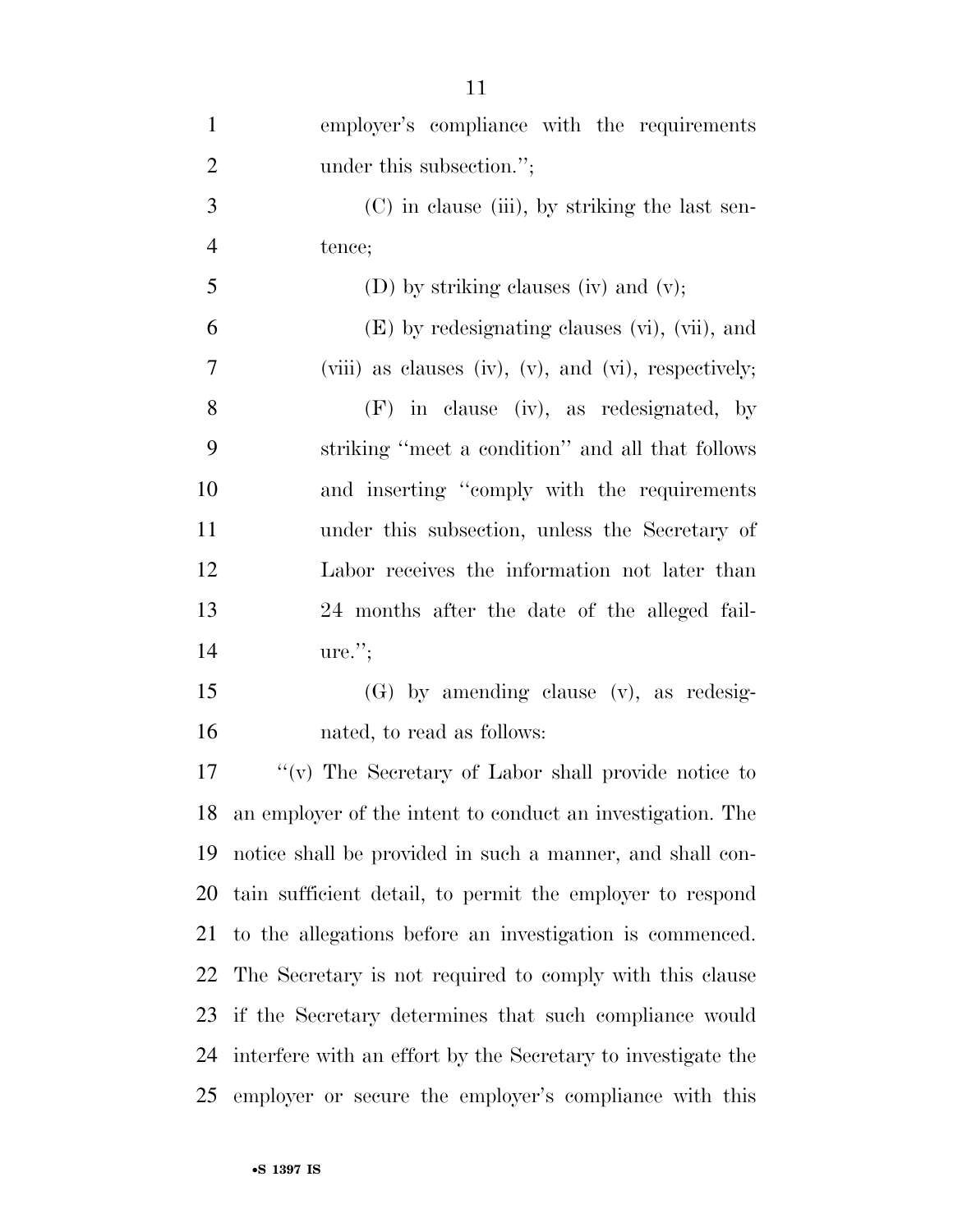employer's compliance with the requirements under this subsection.'';

(C) in clause (iii), by striking the last sentence;

(D) by striking clauses (iv) and (v);

(E) by redesignating clauses (vi), (vii), and (viii) as clauses (iv), (v), and (vi), respectively;

(F) in clause (iv), as redesignated, by striking ''meet a condition'' and all that follows and inserting ''comply with the requirements under this subsection, unless the Secretary of Labor receives the information not later than 24 months after the date of the alleged failure.'';

(G) by amending clause (v), as redesignated, to read as follows:

''(v) The Secretary of Labor shall provide notice to an employer of the intent to conduct an investigation. The notice shall be provided in such a manner, and shall contain sufficient detail, to permit the employer to respond to the allegations before an investigation is commenced. The Secretary is not required to comply with this clause if the Secretary determines that such compliance would interfere with an effort by the Secretary to investigate the employer or secure the employer's compliance with this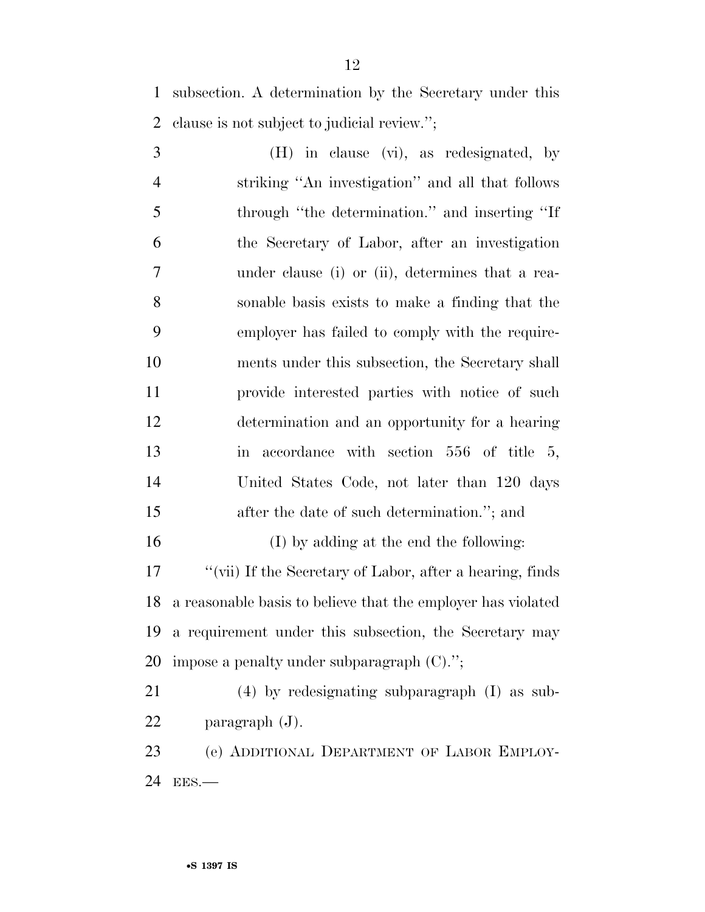subsection. A determination by the Secretary under this clause is not subject to judicial review.'';

(H) in clause (vi), as redesignated, by striking ''An investigation'' and all that follows through ''the determination.'' and inserting ''If the Secretary of Labor, after an investigation under clause (i) or (ii), determines that a reasonable basis exists to make a finding that the employer has failed to comply with the requirements under this subsection, the Secretary shall provide interested parties with notice of such determination and an opportunity for a hearing in accordance with section 556 of title 5, United States Code, not later than 120 days after the date of such determination.''; and

(I) by adding at the end the following:

''(vii) If the Secretary of Labor, after a hearing, finds a reasonable basis to believe that the employer has violated a requirement under this subsection, the Secretary may impose a penalty under subparagraph (C).'';

(4) by redesignating subparagraph (I) as subparagraph (J).

(e) ADDITIONAL DEPARTMENT OF LABOR EMPLOYEES.—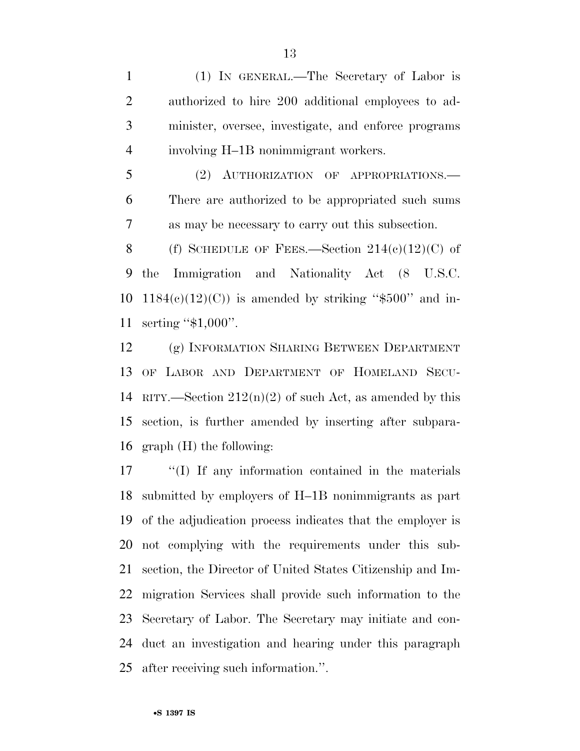(1) IN GENERAL.—The Secretary of Labor is authorized to hire 200 additional employees to administer, oversee, investigate, and enforce programs involving H–1B nonimmigrant workers.

(2) AUTHORIZATION OF APPROPRIATIONS.—There are authorized to be appropriated such sums as may be necessary to carry out this subsection.

(f) SCHEDULE OF FEES.—Section 214(c)(12)(C) of the Immigration and Nationality Act (8 U.S.C. 1184(c)(12)(C)) is amended by striking ''$500'' and inserting ''$1,000''.

(g) INFORMATION SHARING BETWEEN DEPARTMENT OF LABOR AND DEPARTMENT OF HOMELAND SECURITY.—Section 212(n)(2) of such Act, as amended by this section, is further amended by inserting after subparagraph (H) the following:

''(I) If any information contained in the materials submitted by employers of H–1B nonimmigrants as part of the adjudication process indicates that the employer is not complying with the requirements under this subsection, the Director of United States Citizenship and Immigration Services shall provide such information to the Secretary of Labor. The Secretary may initiate and conduct an investigation and hearing under this paragraph after receiving such information.''.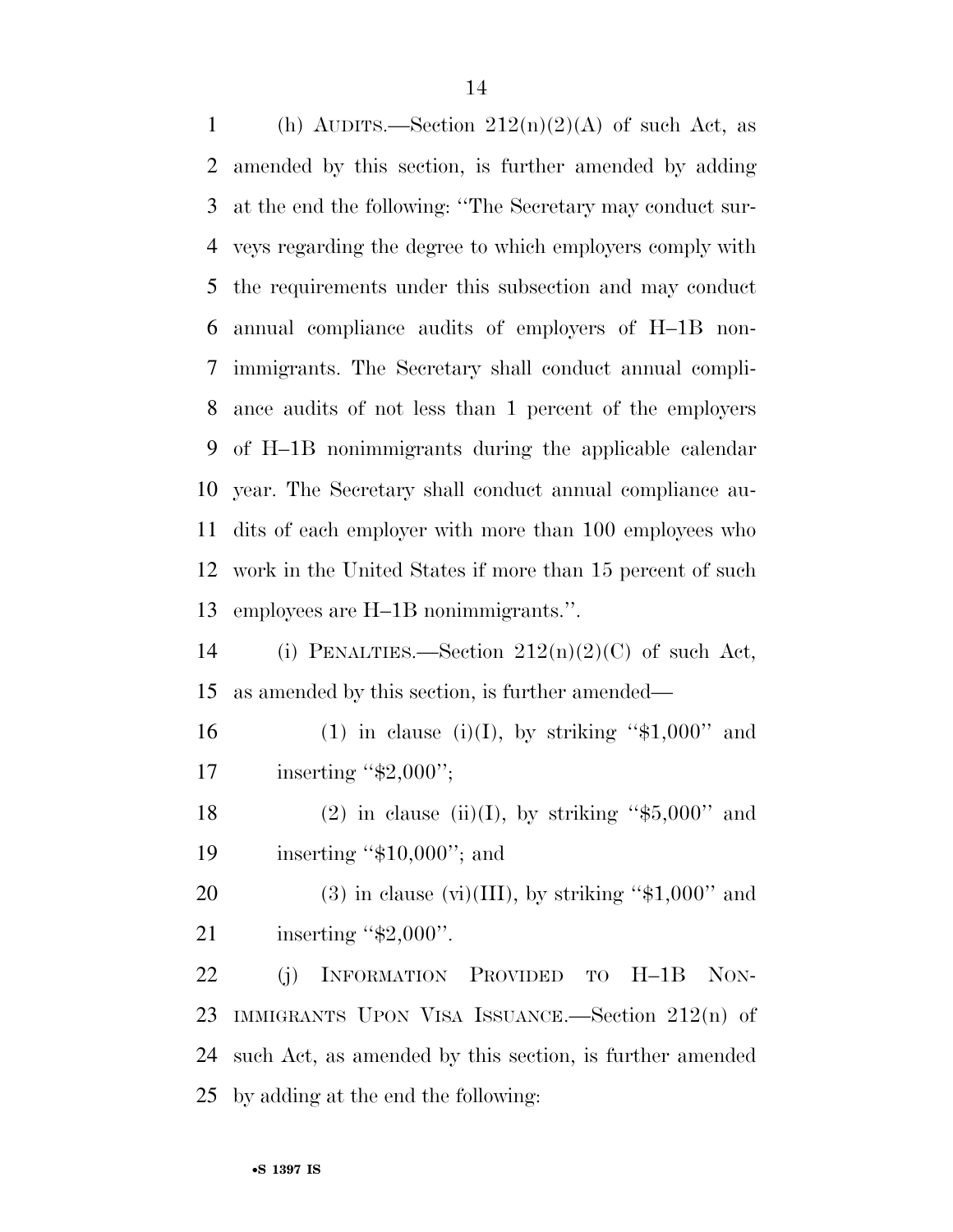(h) AUDITS.—Section 212(n)(2)(A) of such Act, as amended by this section, is further amended by adding at the end the following: ''The Secretary may conduct surveys regarding the degree to which employers comply with the requirements under this subsection and may conduct annual compliance audits of employers of H–1B nonimmigrants. The Secretary shall conduct annual compliance audits of not less than 1 percent of the employers of H–1B nonimmigrants during the applicable calendar year. The Secretary shall conduct annual compliance audits of each employer with more than 100 employees who work in the United States if more than 15 percent of such employees are H–1B nonimmigrants.''.

(i) PENALTIES.—Section 212(n)(2)(C) of such Act, as amended by this section, is further amended—

(1) in clause (i)(I), by striking ''$1,000'' and inserting ''$2,000'';

(2) in clause (ii)(I), by striking ''$5,000'' and inserting ''$10,000''; and

(3) in clause (vi)(III), by striking ''$1,000'' and inserting ''$2,000''.

(j) INFORMATION PROVIDED TO H–1B NONIMMIGRANTS UPON VISA ISSUANCE.—Section 212(n) of such Act, as amended by this section, is further amended by adding at the end the following: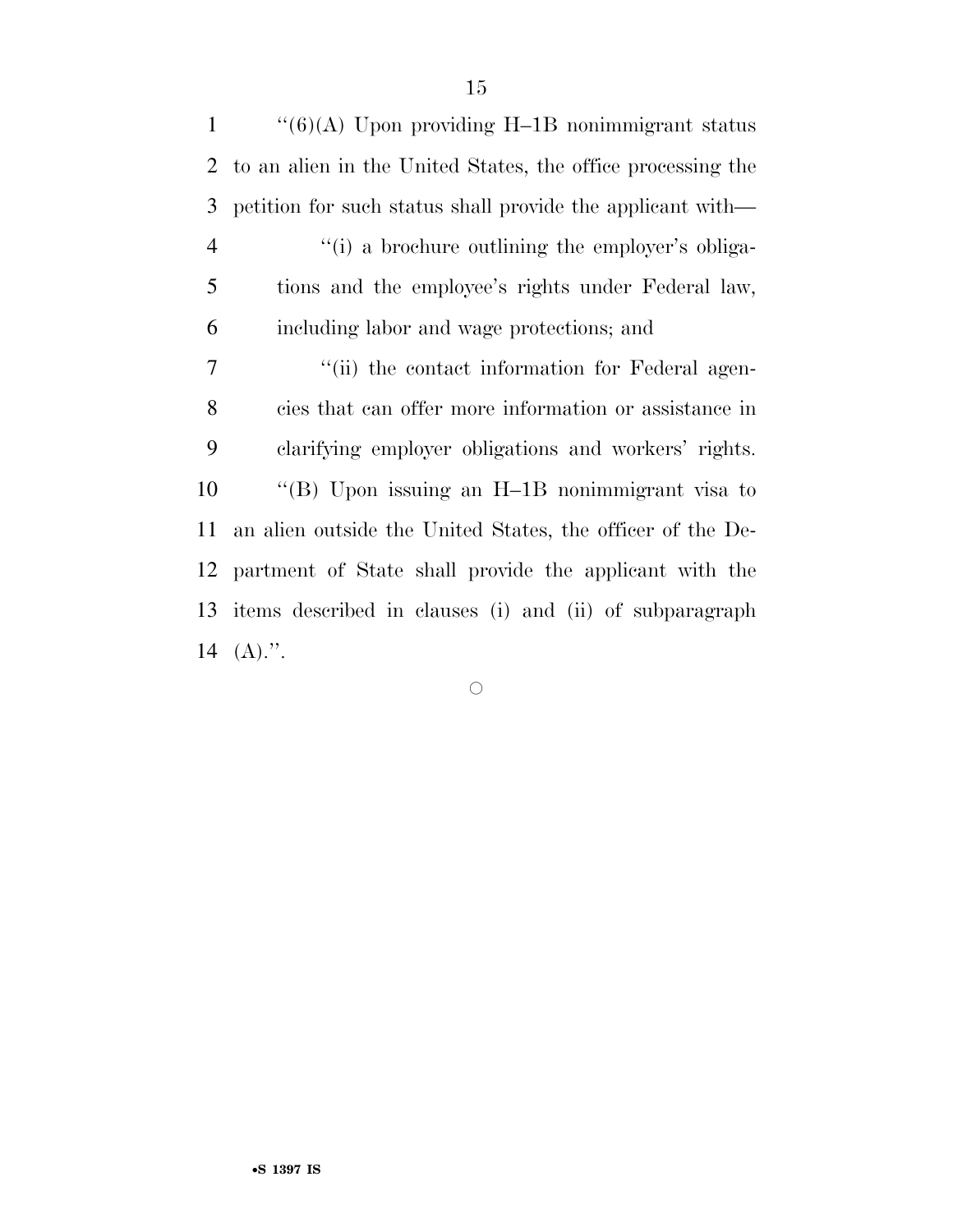''(6)(A) Upon providing H–1B nonimmigrant status to an alien in the United States, the office processing the petition for such status shall provide the applicant with—

''(i) a brochure outlining the employer's obligations and the employee's rights under Federal law, including labor and wage protections; and

''(ii) the contact information for Federal agencies that can offer more information or assistance in clarifying employer obligations and workers' rights.

''(B) Upon issuing an H–1B nonimmigrant visa to an alien outside the United States, the officer of the Department of State shall provide the applicant with the items described in clauses (i) and (ii) of subparagraph (A).''.

○